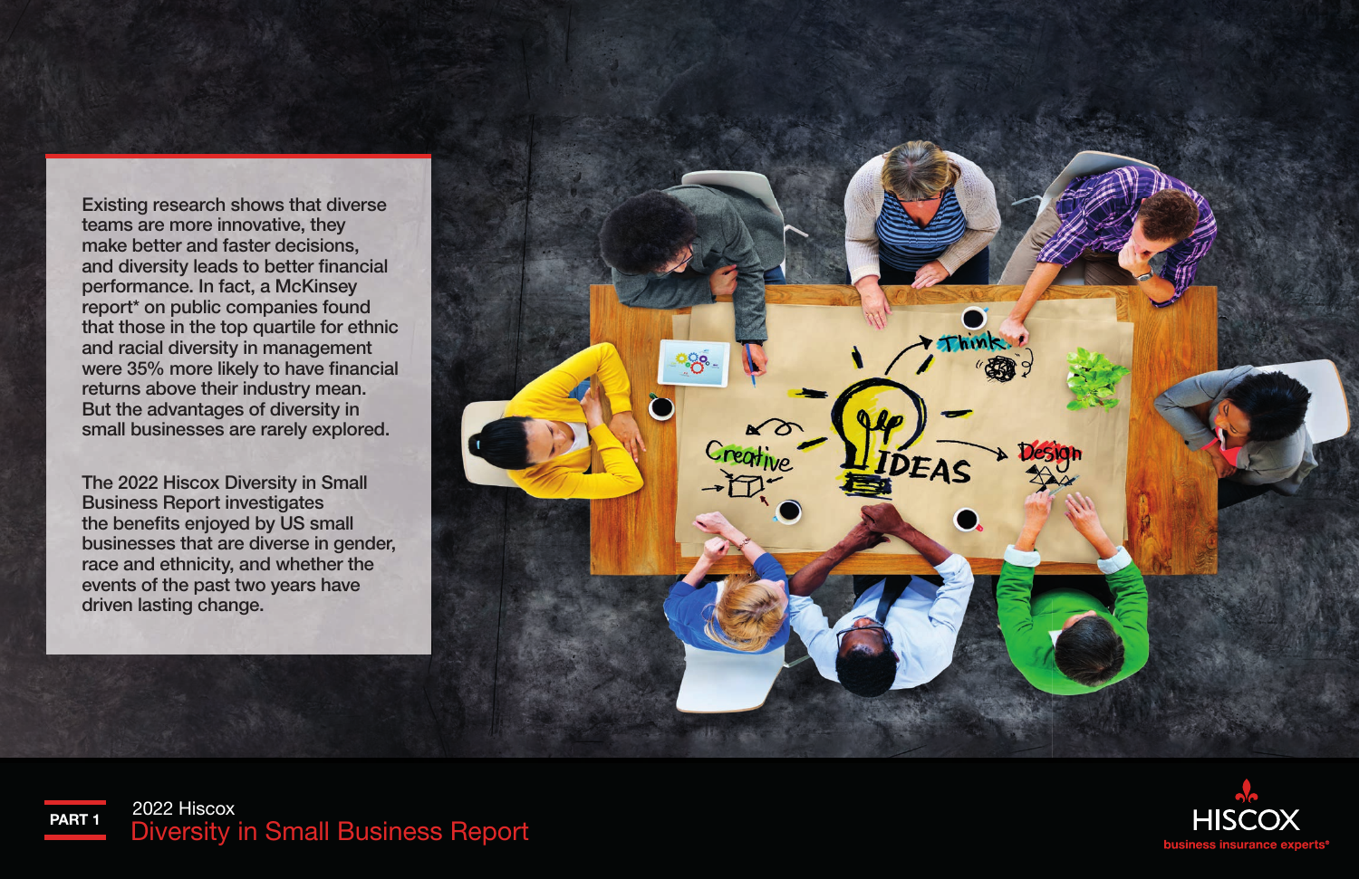Existing research shows that diverse teams are more innovative, they make better and faster decisions, and diversity leads to better financial performance. In fact, a McKinsey report* on public companies found that those in the top quartile for ethnic and racial diversity in management were 35% more likely to have financial returns above their industry mean. But the advantages of diversity in small businesses are rarely explored.

The 2022 Hiscox Diversity in Small Business Report investigates the benefits enjoyed by US small businesses that are diverse in gender, race and ethnicity, and whether the events of the past two years have driven lasting change.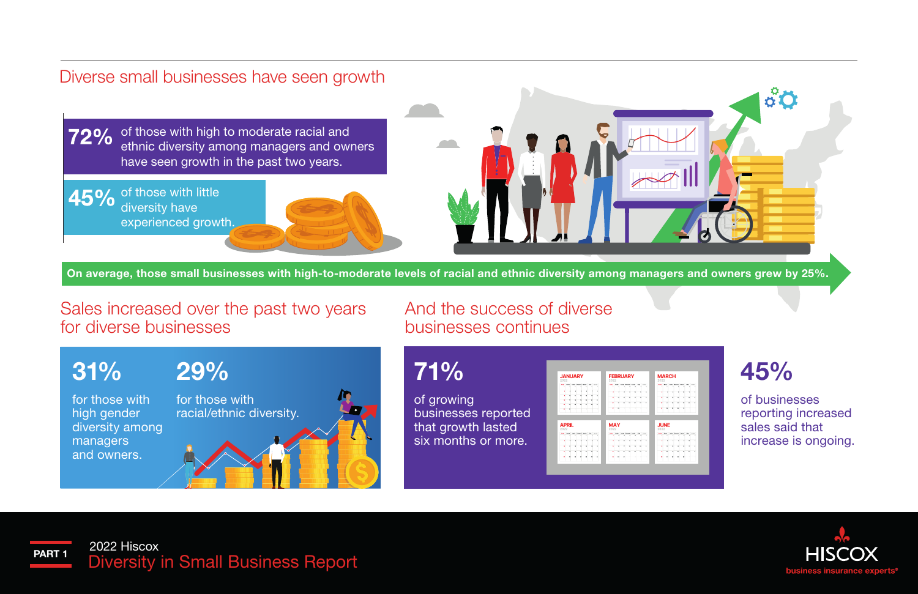## Diverse small businesses have seen growth

**72%** of those with high to moderate racial and ethnic diversity among managers and owners have seen growth in the past two years.

**45%** of those with little diversity have experienced growth.

**On average, those small businesses with high-to-moderate levels of racial and ethnic diversity among managers and owners grew by 25%.**

## Sales increased over the past two years for diverse businesses

**31%** for those with high gender diversity among managers and owners.

**29%** for those with racial/ethnic diversity.

## And the success of diverse businesses continues

**71%** of growing businesses reported that growth lasted six months or more.

**45%** of businesses reporting increased sales said that increase is ongoing.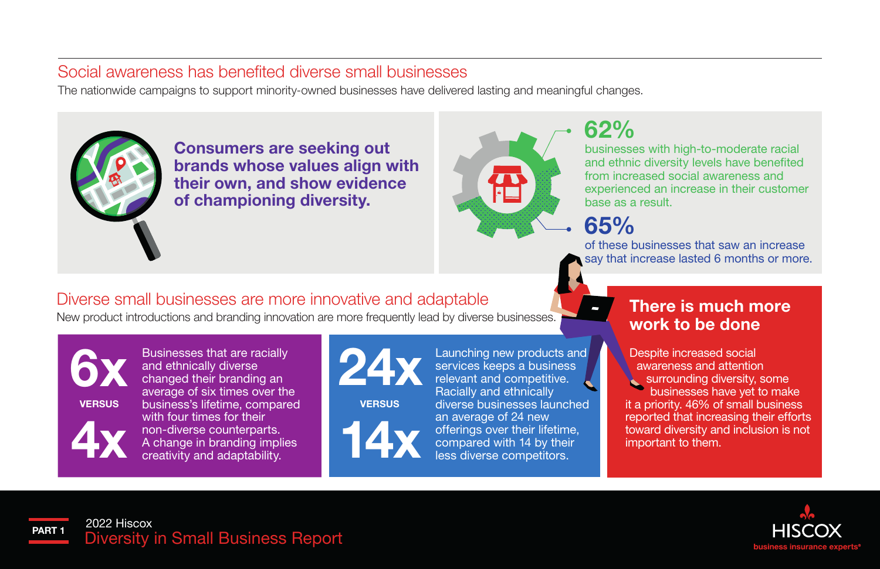## Social awareness has benefited diverse small businesses

The nationwide campaigns to support minority-owned businesses have delivered lasting and meaningful changes.

**Consumers are seeking out brands whose values align with their own, and show evidence of championing diversity.**

**62%**

businesses with high-to-moderate racial and ethnic diversity levels have benefited from increased social awareness and experienced an increase in their customer base as a result.

**65%**

of these businesses that saw an increase say that increase lasted 6 months or more.

## Diverse small businesses are more innovative and adaptable

New product introductions and branding innovation are more frequently lead by diverse businesses.

**6x VERSUS 4x**

Businesses that are racially and ethnically diverse changed their branding an average of six times over the business's lifetime, compared with four times for their non-diverse counterparts. A change in branding implies creativity and adaptability.

**24x VERSUS 14x**

Launching new products and services keeps a business relevant and competitive. Racially and ethnically diverse businesses launched an average of 24 new offerings over their lifetime, compared with 14 by their less diverse competitors.

### There is much more work to be done

Despite increased social awareness and attention surrounding diversity, some businesses have yet to make it a priority. 46% of small business reported that increasing their efforts toward diversity and inclusion is not important to them.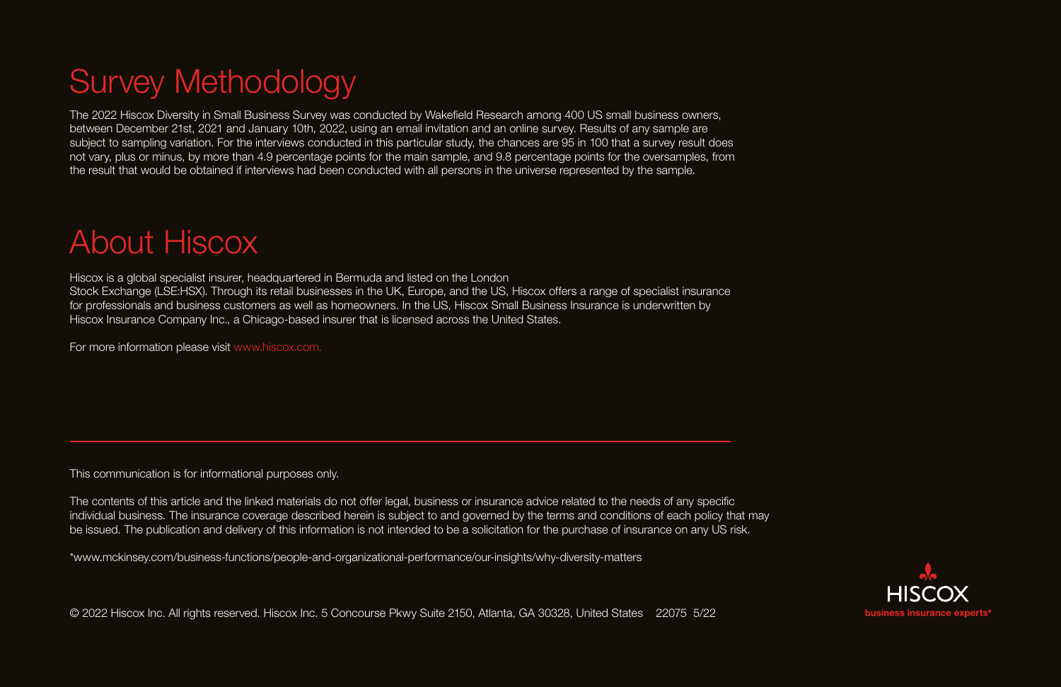# Survey Methodology

The 2022 Hiscox Diversity in Small Business Survey was conducted by Wakefield Research among 400 US small business owners, between December 21st, 2021 and January 10th, 2022, using an email invitation and an online survey. Results of any sample are subject to sampling variation. For the interviews conducted in this particular study, the chances are 95 in 100 that a survey result does not vary, plus or minus, by more than 4.9 percentage points for the main sample, and 9.8 percentage points for the oversamples, from the result that would be obtained if interviews had been conducted with all persons in the universe represented by the sample.

# About Hiscox

Hiscox is a global specialist insurer, headquartered in Bermuda and listed on the London Stock Exchange (LSE:HSX). Through its retail businesses in the UK, Europe, and the US, Hiscox offers a range of specialist insurance for professionals and business customers as well as homeowners. In the US, Hiscox Small Business Insurance is underwritten by Hiscox Insurance Company Inc., a Chicago-based insurer that is licensed across the United States.

For more information please visit www.hiscox.com.

---

This communication is for informational purposes only.

The contents of this article and the linked materials do not offer legal, business or insurance advice related to the needs of any specific individual business. The insurance coverage described herein is subject to and governed by the terms and conditions of each policy that may be issued. The publication and delivery of this information is not intended to be a solicitation for the purchase of insurance on any US risk.

*www.mckinsey.com/business-functions/people-and-organizational-performance/our-insights/why-diversity-matters

© 2022 Hiscox Inc. All rights reserved. Hiscox Inc. 5 Concourse Pkwy Suite 2150, Atlanta, GA 30328, United States 22075 5/22

HISCOX
business insurance experts®